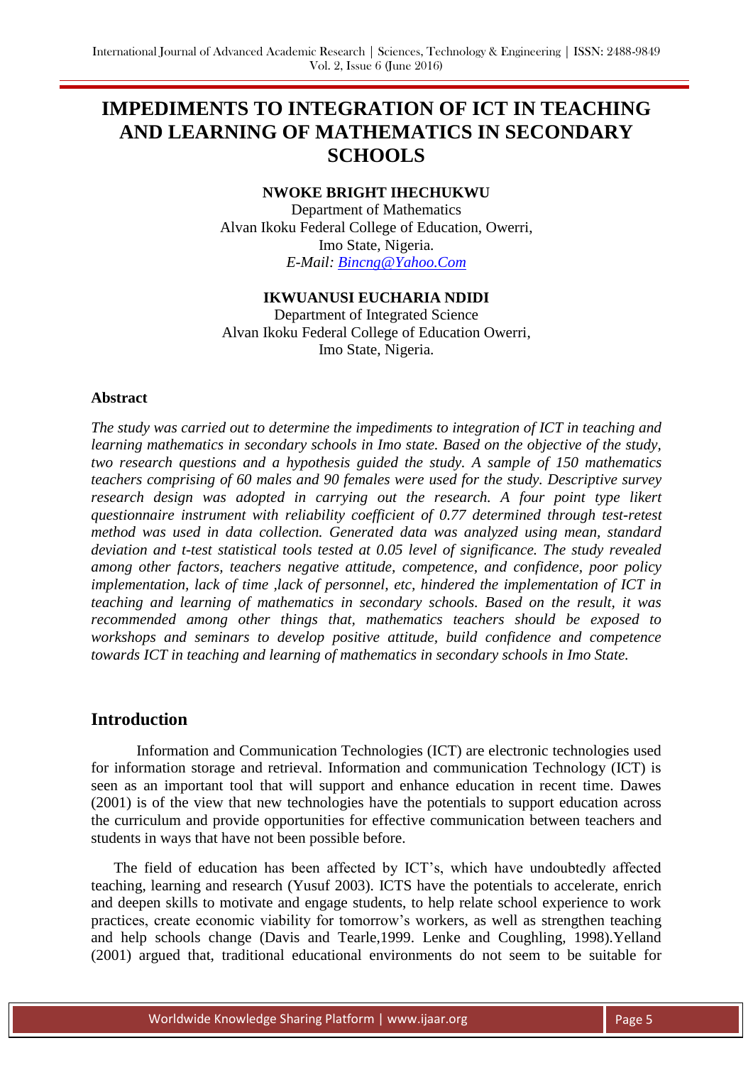# IMPEDIMENTS TO INTEGRATION OF ICT IN TEACHING AND LEARNING OF MATHEMATICS IN SECONDARY SCHOOLS

**NWOKE BRIGHT IHECHUKWU**

Department of Mathematics
Alvan Ikoku Federal College of Education, Owerri,
Imo State, Nigeria.
*E-Mail: Bincng@Yahoo.Com*

**IKWUANUSI EUCHARIA NDIDI**

Department of Integrated Science
Alvan Ikoku Federal College of Education Owerri,
Imo State, Nigeria.

### Abstract

*The study was carried out to determine the impediments to integration of ICT in teaching and learning mathematics in secondary schools in Imo state. Based on the objective of the study, two research questions and a hypothesis guided the study. A sample of 150 mathematics teachers comprising of 60 males and 90 females were used for the study. Descriptive survey research design was adopted in carrying out the research. A four point type likert questionnaire instrument with reliability coefficient of 0.77 determined through test-retest method was used in data collection. Generated data was analyzed using mean, standard deviation and t-test statistical tools tested at 0.05 level of significance. The study revealed among other factors, teachers negative attitude, competence, and confidence, poor policy implementation, lack of time ,lack of personnel, etc, hindered the implementation of ICT in teaching and learning of mathematics in secondary schools. Based on the result, it was recommended among other things that, mathematics teachers should be exposed to workshops and seminars to develop positive attitude, build confidence and competence towards ICT in teaching and learning of mathematics in secondary schools in Imo State.*

## Introduction

Information and Communication Technologies (ICT) are electronic technologies used for information storage and retrieval. Information and communication Technology (ICT) is seen as an important tool that will support and enhance education in recent time. Dawes (2001) is of the view that new technologies have the potentials to support education across the curriculum and provide opportunities for effective communication between teachers and students in ways that have not been possible before.

The field of education has been affected by ICT's, which have undoubtedly affected teaching, learning and research (Yusuf 2003). ICTS have the potentials to accelerate, enrich and deepen skills to motivate and engage students, to help relate school experience to work practices, create economic viability for tomorrow's workers, as well as strengthen teaching and help schools change (Davis and Tearle,1999. Lenke and Coughling, 1998).Yelland (2001) argued that, traditional educational environments do not seem to be suitable for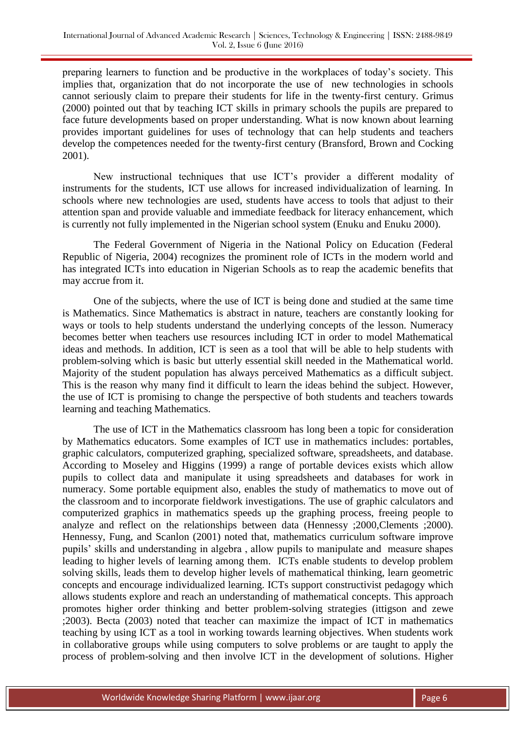preparing learners to function and be productive in the workplaces of today's society. This implies that, organization that do not incorporate the use of new technologies in schools cannot seriously claim to prepare their students for life in the twenty-first century. Grimus (2000) pointed out that by teaching ICT skills in primary schools the pupils are prepared to face future developments based on proper understanding. What is now known about learning provides important guidelines for uses of technology that can help students and teachers develop the competences needed for the twenty-first century (Bransford, Brown and Cocking 2001).

New instructional techniques that use ICT's provider a different modality of instruments for the students, ICT use allows for increased individualization of learning. In schools where new technologies are used, students have access to tools that adjust to their attention span and provide valuable and immediate feedback for literacy enhancement, which is currently not fully implemented in the Nigerian school system (Enuku and Enuku 2000).

The Federal Government of Nigeria in the National Policy on Education (Federal Republic of Nigeria, 2004) recognizes the prominent role of ICTs in the modern world and has integrated ICTs into education in Nigerian Schools as to reap the academic benefits that may accrue from it.

One of the subjects, where the use of ICT is being done and studied at the same time is Mathematics. Since Mathematics is abstract in nature, teachers are constantly looking for ways or tools to help students understand the underlying concepts of the lesson. Numeracy becomes better when teachers use resources including ICT in order to model Mathematical ideas and methods. In addition, ICT is seen as a tool that will be able to help students with problem-solving which is basic but utterly essential skill needed in the Mathematical world. Majority of the student population has always perceived Mathematics as a difficult subject. This is the reason why many find it difficult to learn the ideas behind the subject. However, the use of ICT is promising to change the perspective of both students and teachers towards learning and teaching Mathematics.

The use of ICT in the Mathematics classroom has long been a topic for consideration by Mathematics educators. Some examples of ICT use in mathematics includes: portables, graphic calculators, computerized graphing, specialized software, spreadsheets, and database. According to Moseley and Higgins (1999) a range of portable devices exists which allow pupils to collect data and manipulate it using spreadsheets and databases for work in numeracy. Some portable equipment also, enables the study of mathematics to move out of the classroom and to incorporate fieldwork investigations. The use of graphic calculators and computerized graphics in mathematics speeds up the graphing process, freeing people to analyze and reflect on the relationships between data (Hennessy ;2000,Clements ;2000). Hennessy, Fung, and Scanlon (2001) noted that, mathematics curriculum software improve pupils' skills and understanding in algebra , allow pupils to manipulate and measure shapes leading to higher levels of learning among them. ICTs enable students to develop problem solving skills, leads them to develop higher levels of mathematical thinking, learn geometric concepts and encourage individualized learning. ICTs support constructivist pedagogy which allows students explore and reach an understanding of mathematical concepts. This approach promotes higher order thinking and better problem-solving strategies (ittigson and zewe ;2003). Becta (2003) noted that teacher can maximize the impact of ICT in mathematics teaching by using ICT as a tool in working towards learning objectives. When students work in collaborative groups while using computers to solve problems or are taught to apply the process of problem-solving and then involve ICT in the development of solutions. Higher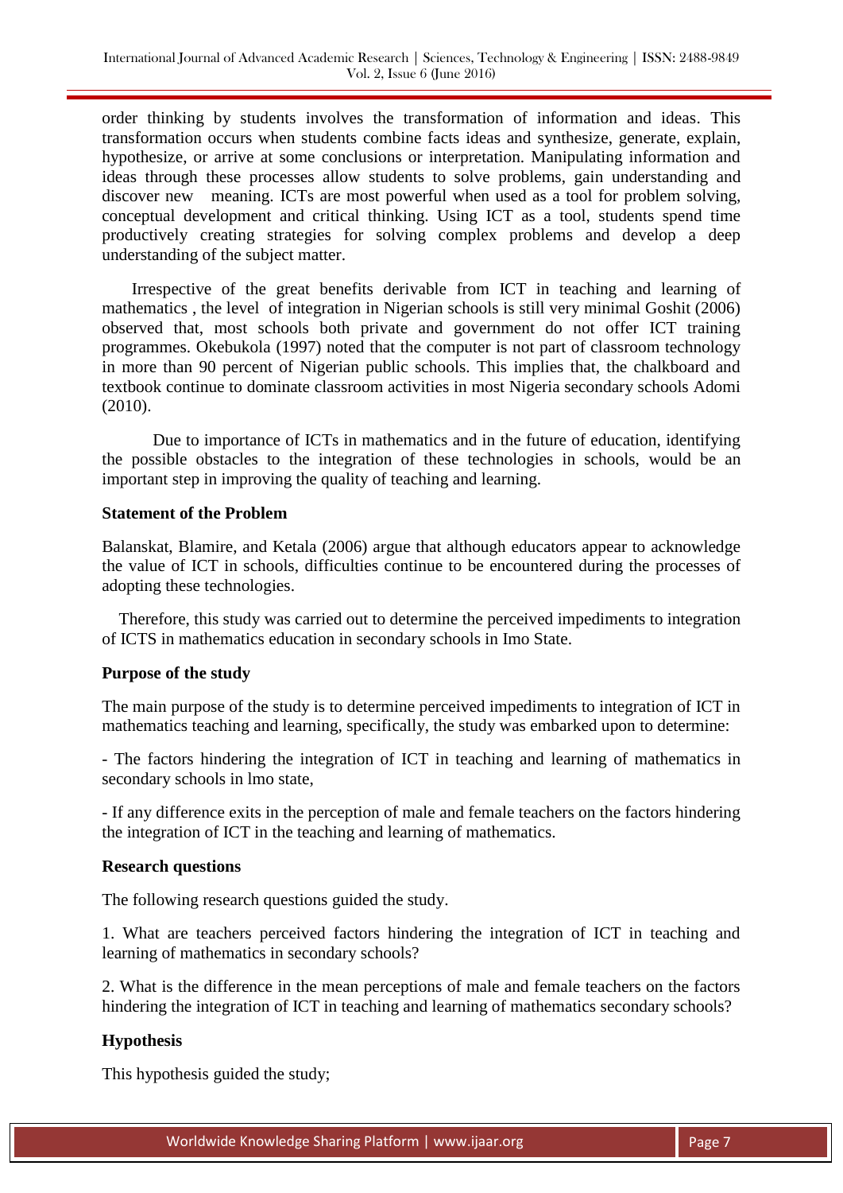order thinking by students involves the transformation of information and ideas. This transformation occurs when students combine facts ideas and synthesize, generate, explain, hypothesize, or arrive at some conclusions or interpretation. Manipulating information and ideas through these processes allow students to solve problems, gain understanding and discover new meaning. ICTs are most powerful when used as a tool for problem solving, conceptual development and critical thinking. Using ICT as a tool, students spend time productively creating strategies for solving complex problems and develop a deep understanding of the subject matter.

Irrespective of the great benefits derivable from ICT in teaching and learning of mathematics , the level of integration in Nigerian schools is still very minimal Goshit (2006) observed that, most schools both private and government do not offer ICT training programmes. Okebukola (1997) noted that the computer is not part of classroom technology in more than 90 percent of Nigerian public schools. This implies that, the chalkboard and textbook continue to dominate classroom activities in most Nigeria secondary schools Adomi (2010).

Due to importance of ICTs in mathematics and in the future of education, identifying the possible obstacles to the integration of these technologies in schools, would be an important step in improving the quality of teaching and learning.

**Statement of the Problem**

Balanskat, Blamire, and Ketala (2006) argue that although educators appear to acknowledge the value of ICT in schools, difficulties continue to be encountered during the processes of adopting these technologies.

Therefore, this study was carried out to determine the perceived impediments to integration of ICTS in mathematics education in secondary schools in Imo State.

**Purpose of the study**

The main purpose of the study is to determine perceived impediments to integration of ICT in mathematics teaching and learning, specifically, the study was embarked upon to determine:

- The factors hindering the integration of ICT in teaching and learning of mathematics in secondary schools in lmo state,

- If any difference exits in the perception of male and female teachers on the factors hindering the integration of ICT in the teaching and learning of mathematics.

**Research questions**

The following research questions guided the study.

1. What are teachers perceived factors hindering the integration of ICT in teaching and learning of mathematics in secondary schools?

2. What is the difference in the mean perceptions of male and female teachers on the factors hindering the integration of ICT in teaching and learning of mathematics secondary schools?

**Hypothesis**

This hypothesis guided the study;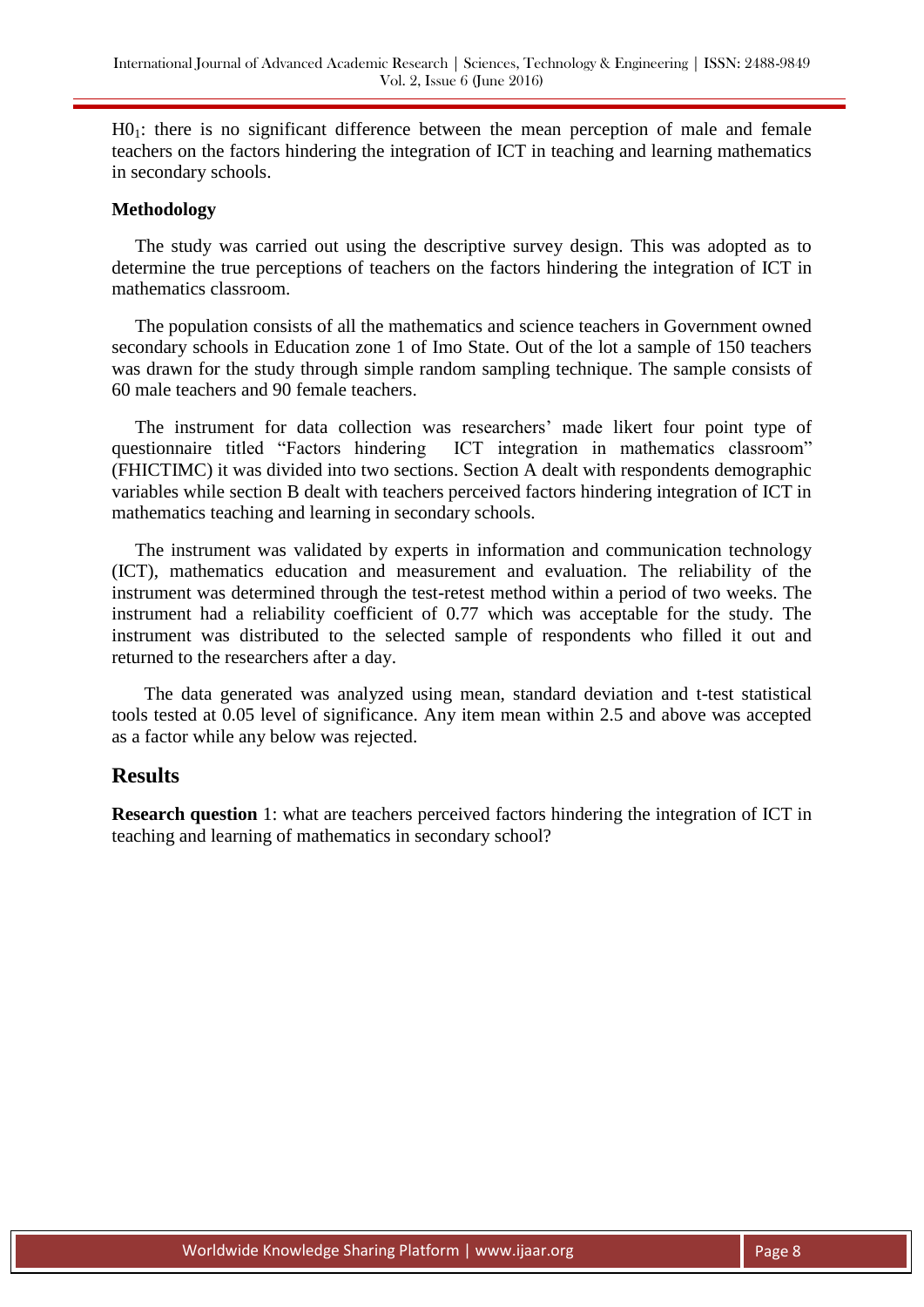$H0_1$: there is no significant difference between the mean perception of male and female teachers on the factors hindering the integration of ICT in teaching and learning mathematics in secondary schools.

**Methodology**

The study was carried out using the descriptive survey design. This was adopted as to determine the true perceptions of teachers on the factors hindering the integration of ICT in mathematics classroom.

The population consists of all the mathematics and science teachers in Government owned secondary schools in Education zone 1 of Imo State. Out of the lot a sample of 150 teachers was drawn for the study through simple random sampling technique. The sample consists of 60 male teachers and 90 female teachers.

The instrument for data collection was researchers' made likert four point type of questionnaire titled "Factors hindering ICT integration in mathematics classroom" (FHICTIMC) it was divided into two sections. Section A dealt with respondents demographic variables while section B dealt with teachers perceived factors hindering integration of ICT in mathematics teaching and learning in secondary schools.

The instrument was validated by experts in information and communication technology (ICT), mathematics education and measurement and evaluation. The reliability of the instrument was determined through the test-retest method within a period of two weeks. The instrument had a reliability coefficient of 0.77 which was acceptable for the study. The instrument was distributed to the selected sample of respondents who filled it out and returned to the researchers after a day.

The data generated was analyzed using mean, standard deviation and t-test statistical tools tested at 0.05 level of significance. Any item mean within 2.5 and above was accepted as a factor while any below was rejected.

## Results

**Research question** 1: what are teachers perceived factors hindering the integration of ICT in teaching and learning of mathematics in secondary school?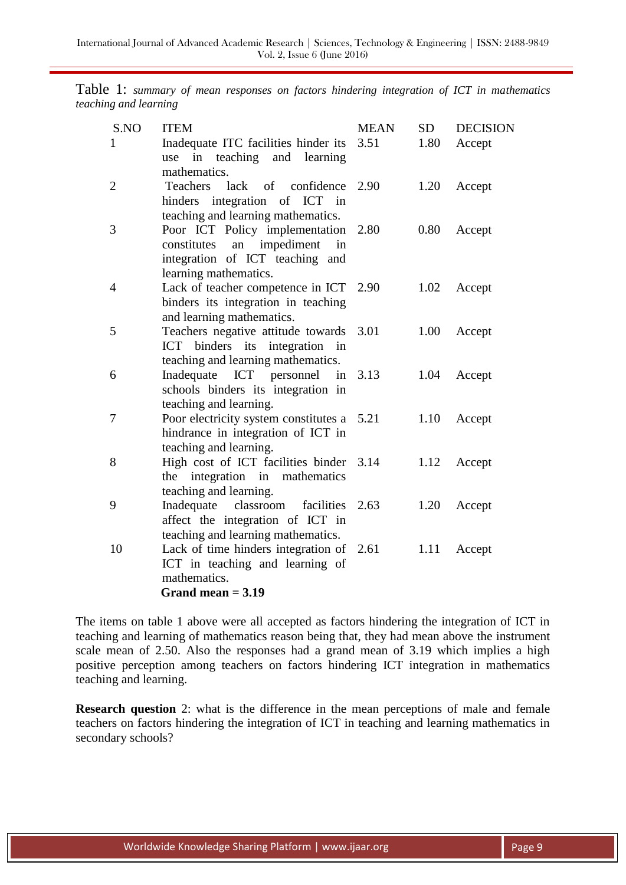Table 1: *summary of mean responses on factors hindering integration of ICT in mathematics teaching and learning*

| S.NO | ITEM | MEAN | SD | DECISION |
|---|---|---|---|---|
| 1 | Inadequate ITC facilities hinder its use in teaching and learning mathematics. | 3.51 | 1.80 | Accept |
| 2 | Teachers lack of confidence hinders integration of ICT in teaching and learning mathematics. | 2.90 | 1.20 | Accept |
| 3 | Poor ICT Policy implementation constitutes an impediment in integration of ICT teaching and learning mathematics. | 2.80 | 0.80 | Accept |
| 4 | Lack of teacher competence in ICT binders its integration in teaching and learning mathematics. | 2.90 | 1.02 | Accept |
| 5 | Teachers negative attitude towards ICT binders its integration in teaching and learning mathematics. | 3.01 | 1.00 | Accept |
| 6 | Inadequate ICT personnel in schools binders its integration in teaching and learning. | 3.13 | 1.04 | Accept |
| 7 | Poor electricity system constitutes a hindrance in integration of ICT in teaching and learning. | 5.21 | 1.10 | Accept |
| 8 | High cost of ICT facilities binder the integration in mathematics teaching and learning. | 3.14 | 1.12 | Accept |
| 9 | Inadequate classroom facilities affect the integration of ICT in teaching and learning mathematics. | 2.63 | 1.20 | Accept |
| 10 | Lack of time hinders integration of ICT in teaching and learning of mathematics. | 2.61 | 1.11 | Accept |
| | **Grand mean = 3.19** | | | |

The items on table 1 above were all accepted as factors hindering the integration of ICT in teaching and learning of mathematics reason being that, they had mean above the instrument scale mean of 2.50. Also the responses had a grand mean of 3.19 which implies a high positive perception among teachers on factors hindering ICT integration in mathematics teaching and learning.

**Research question** 2: what is the difference in the mean perceptions of male and female teachers on factors hindering the integration of ICT in teaching and learning mathematics in secondary schools?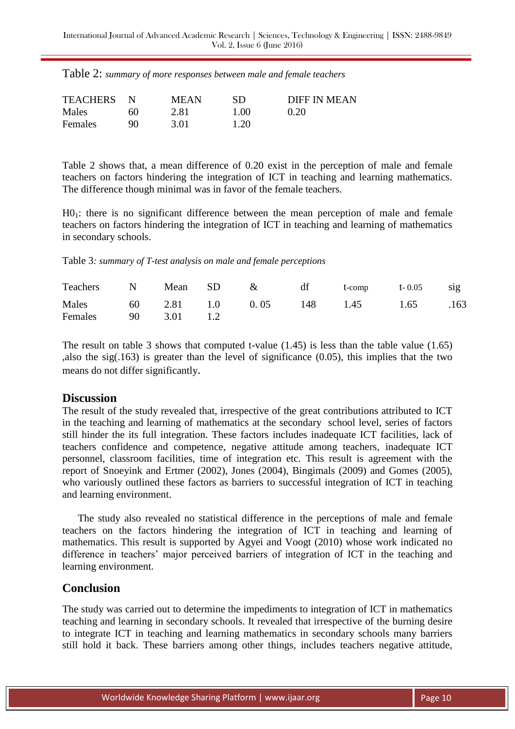Table 2: *summary of more responses between male and female teachers*

| TEACHERS | N | MEAN | SD | DIFF IN MEAN |
|---|---|---|---|---|
| Males | 60 | 2.81 | 1.00 | 0.20 |
| Females | 90 | 3.01 | 1.20 | |

Table 2 shows that, a mean difference of 0.20 exist in the perception of male and female teachers on factors hindering the integration of ICT in teaching and learning mathematics. The difference though minimal was in favor of the female teachers.

$H0_1$: there is no significant difference between the mean perception of male and female teachers on factors hindering the integration of ICT in teaching and learning of mathematics in secondary schools.

Table 3*: summary of T-test analysis on male and female perceptions*

| Teachers | N | Mean | SD | & | df | t-comp | t- 0.05 | sig |
|---|---|---|---|---|---|---|---|---|
| Males | 60 | 2.81 | 1.0 | 0. 05 | 148 | 1.45 | 1.65 | .163 |
| Females | 90 | 3.01 | 1.2 | | | | | |

The result on table 3 shows that computed t-value (1.45) is less than the table value (1.65) ,also the sig(.163) is greater than the level of significance (0.05), this implies that the two means do not differ significantly.

## Discussion

The result of the study revealed that, irrespective of the great contributions attributed to ICT in the teaching and learning of mathematics at the secondary school level, series of factors still hinder the its full integration. These factors includes inadequate ICT facilities, lack of teachers confidence and competence, negative attitude among teachers, inadequate ICT personnel, classroom facilities, time of integration etc. This result is agreement with the report of Snoeyink and Ertmer (2002), Jones (2004), Bingimals (2009) and Gomes (2005), who variously outlined these factors as barriers to successful integration of ICT in teaching and learning environment.

The study also revealed no statistical difference in the perceptions of male and female teachers on the factors hindering the integration of ICT in teaching and learning of mathematics. This result is supported by Agyei and Voogt (2010) whose work indicated no difference in teachers' major perceived barriers of integration of ICT in the teaching and learning environment.

## Conclusion

The study was carried out to determine the impediments to integration of ICT in mathematics teaching and learning in secondary schools. It revealed that irrespective of the burning desire to integrate ICT in teaching and learning mathematics in secondary schools many barriers still hold it back. These barriers among other things, includes teachers negative attitude,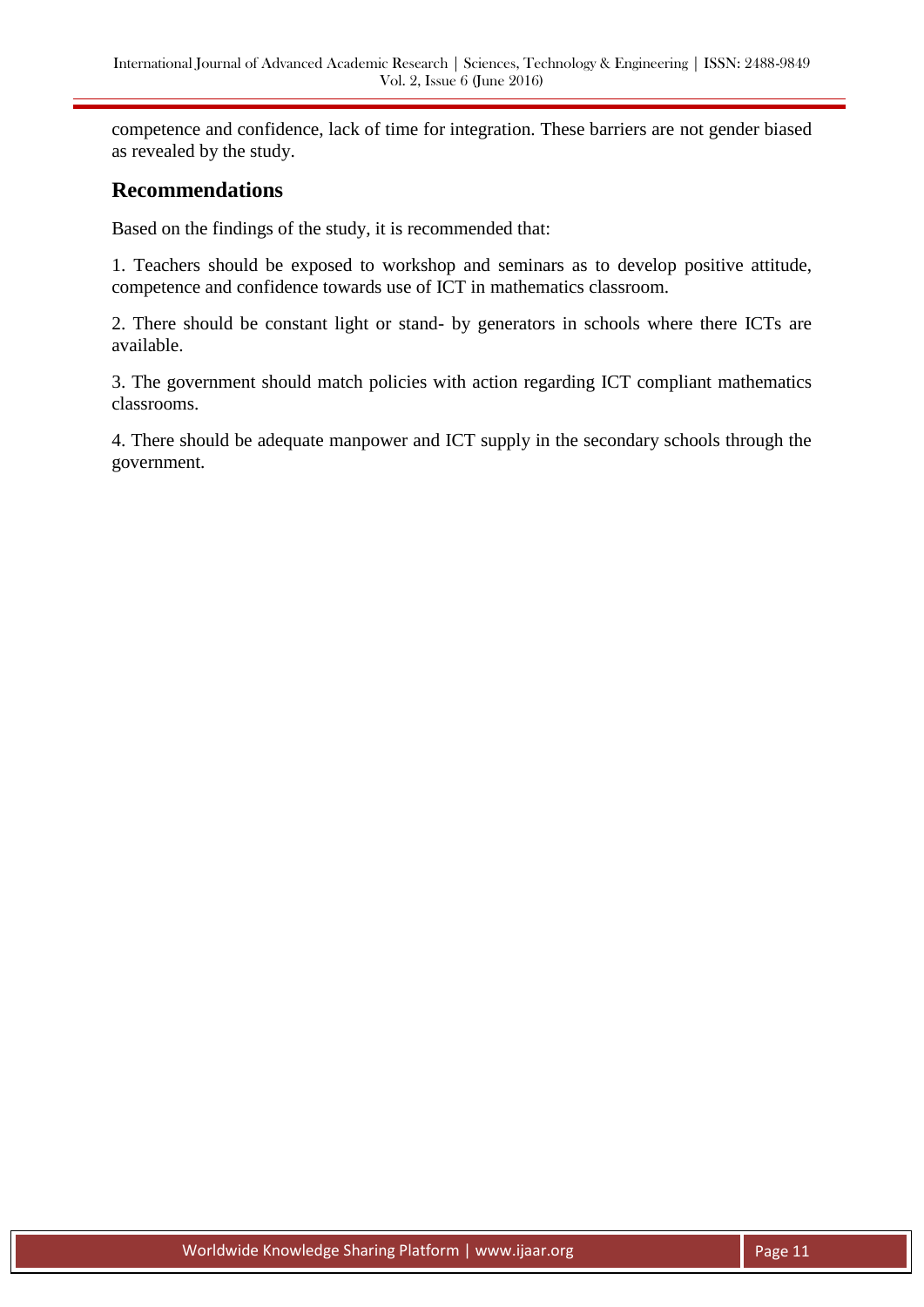competence and confidence, lack of time for integration. These barriers are not gender biased as revealed by the study.

## Recommendations

Based on the findings of the study, it is recommended that:

1. Teachers should be exposed to workshop and seminars as to develop positive attitude, competence and confidence towards use of ICT in mathematics classroom.

2. There should be constant light or stand- by generators in schools where there ICTs are available.

3. The government should match policies with action regarding ICT compliant mathematics classrooms.

4. There should be adequate manpower and ICT supply in the secondary schools through the government.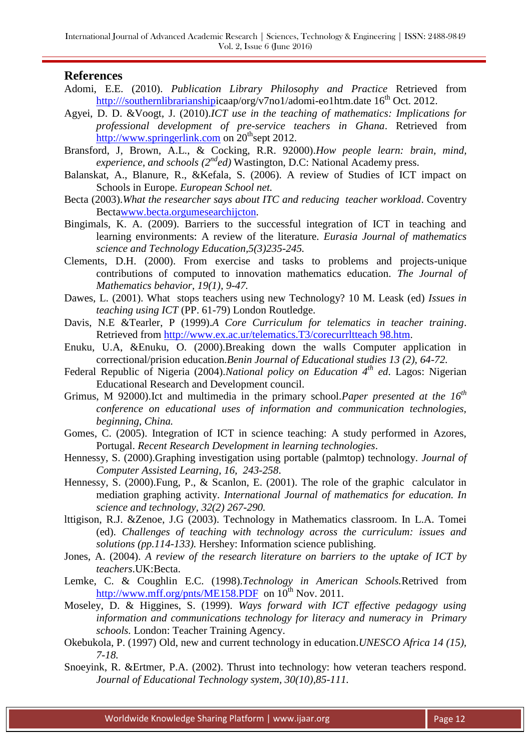## References

Adomi, E.E. (2010). *Publication Library Philosophy and Practice* Retrieved from http:///southernlibrarianshipicaap/org/v7no1/adomi-eo1htm.date 16th Oct. 2012.

Agyei, D. D. &Voogt, J. (2010).*ICT use in the teaching of mathematics: Implications for professional development of pre-service teachers in Ghana*. Retrieved from http://www.springerlink.com on 20thsept 2012.

Bransford, J, Brown, A.L., & Cocking, R.R. 92000).*How people learn: brain, mind, experience, and schools (2nded)* Wastington, D.C: National Academy press.

Balanskat, A., Blanure, R., &Kefala, S. (2006). A review of Studies of ICT impact on Schools in Europe. *European School net.*

Becta (2003).*What the researcher says about ITC and reducing teacher workload*. Coventry Bectawww.becta.orgumesearchijcton.

Bingimals, K. A. (2009). Barriers to the successful integration of ICT in teaching and learning environments: A review of the literature. *Eurasia Journal of mathematics science and Technology Education,5(3)235-245.*

Clements, D.H. (2000). From exercise and tasks to problems and projects-unique contributions of computed to innovation mathematics education. *The Journal of Mathematics behavior, 19(1), 9-47.*

Dawes, L. (2001). What stops teachers using new Technology? 10 M. Leask (ed) *Issues in teaching using ICT* (PP. 61-79) London Routledge.

Davis, N.E &Tearler, P (1999).*A Core Curriculum for telematics in teacher training*. Retrieved from http://www.ex.ac.ur/telematics.T3/corecurrltteach 98.htm.

Enuku, U.A, &Enuku, O. (2000).Breaking down the walls Computer application in correctional/prision education.*Benin Journal of Educational studies 13 (2), 64-72.*

Federal Republic of Nigeria (2004).*National policy on Education 4th ed*. Lagos: Nigerian Educational Research and Development council.

Grimus, M 92000).Ict and multimedia in the primary school.*Paper presented at the 16th conference on educational uses of information and communication technologies, beginning, China.*

Gomes, C. (2005). Integration of ICT in science teaching: A study performed in Azores, Portugal. *Recent Research Development in learning technologies*.

Hennessy, S. (2000).Graphing investigation using portable (palmtop) technology. *Journal of Computer Assisted Learning, 16, 243-258*.

Hennessy, S. (2000).Fung, P., & Scanlon, E. (2001). The role of the graphic calculator in mediation graphing activity. *International Journal of mathematics for education. In science and technology, 32(2) 267-290.*

lttigison, R.J. &Zenoe, J.G (2003). Technology in Mathematics classroom. In L.A. Tomei (ed). *Challenges of teaching with technology across the curriculum: issues and solutions (pp.114-133).* Hershey: Information science publishing.

Jones, A. (2004). *A review of the research literature on barriers to the uptake of ICT by teachers*.UK:Becta.

Lemke, C. & Coughlin E.C. (1998).*Technology in American Schools.*Retrived from http://www.mff.org/pnts/ME158.PDF on 10th Nov. 2011.

Moseley, D. & Higgines, S. (1999). *Ways forward with ICT effective pedagogy using information and communications technology for literacy and numeracy in Primary schools.* London: Teacher Training Agency.

Okebukola, P. (1997) Old, new and current technology in education.*UNESCO Africa 14 (15), 7-18.*

Snoeyink, R. &Ertmer, P.A. (2002). Thrust into technology: how veteran teachers respond. *Journal of Educational Technology system, 30(10),85-111.*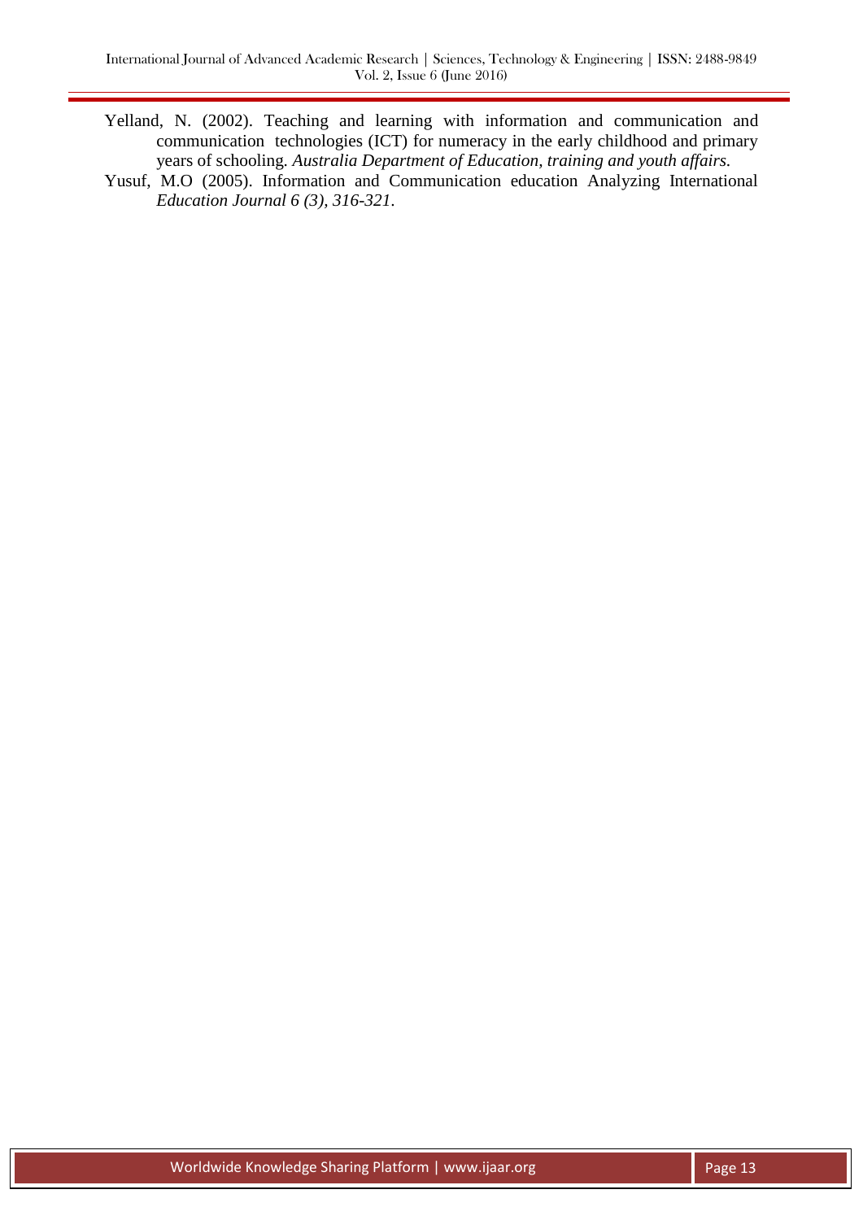Yelland, N. (2002). Teaching and learning with information and communication and communication technologies (ICT) for numeracy in the early childhood and primary years of schooling. *Australia Department of Education, training and youth affairs.*

Yusuf, M.O (2005). Information and Communication education Analyzing International *Education Journal 6 (3), 316-321.*